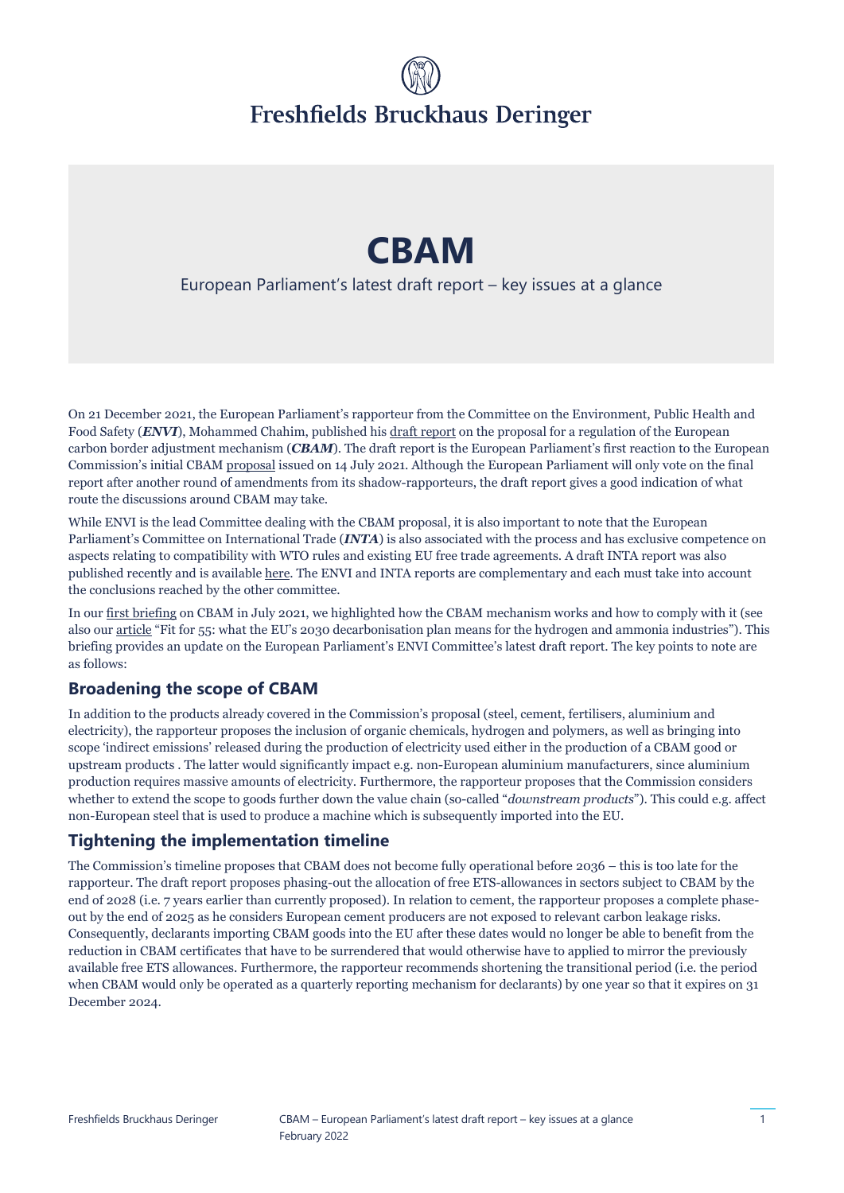Freshfields Bruckhaus Deringer

# CBAM

European Parliament's latest draft report – key issues at a glance

On 21 December 2021, the European Parliament's rapporteur from the Committee on the Environment, Public Health and Food Safety (***ENVI***), Mohammed Chahim, published his draft report on the proposal for a regulation of the European carbon border adjustment mechanism (***CBAM***). The draft report is the European Parliament's first reaction to the European Commission's initial CBAM proposal issued on 14 July 2021. Although the European Parliament will only vote on the final report after another round of amendments from its shadow-rapporteurs, the draft report gives a good indication of what route the discussions around CBAM may take.

While ENVI is the lead Committee dealing with the CBAM proposal, it is also important to note that the European Parliament's Committee on International Trade (***INTA***) is also associated with the process and has exclusive competence on aspects relating to compatibility with WTO rules and existing EU free trade agreements. A draft INTA report was also published recently and is available here. The ENVI and INTA reports are complementary and each must take into account the conclusions reached by the other committee.

In our first briefing on CBAM in July 2021, we highlighted how the CBAM mechanism works and how to comply with it (see also our article "Fit for 55: what the EU's 2030 decarbonisation plan means for the hydrogen and ammonia industries"). This briefing provides an update on the European Parliament's ENVI Committee's latest draft report. The key points to note are as follows:

## Broadening the scope of CBAM

In addition to the products already covered in the Commission's proposal (steel, cement, fertilisers, aluminium and electricity), the rapporteur proposes the inclusion of organic chemicals, hydrogen and polymers, as well as bringing into scope 'indirect emissions' released during the production of electricity used either in the production of a CBAM good or upstream products . The latter would significantly impact e.g. non-European aluminium manufacturers, since aluminium production requires massive amounts of electricity. Furthermore, the rapporteur proposes that the Commission considers whether to extend the scope to goods further down the value chain (so-called "*downstream products*"). This could e.g. affect non-European steel that is used to produce a machine which is subsequently imported into the EU.

## Tightening the implementation timeline

The Commission's timeline proposes that CBAM does not become fully operational before 2036 – this is too late for the rapporteur. The draft report proposes phasing-out the allocation of free ETS-allowances in sectors subject to CBAM by the end of 2028 (i.e. 7 years earlier than currently proposed). In relation to cement, the rapporteur proposes a complete phase-out by the end of 2025 as he considers European cement producers are not exposed to relevant carbon leakage risks. Consequently, declarants importing CBAM goods into the EU after these dates would no longer be able to benefit from the reduction in CBAM certificates that have to be surrendered that would otherwise have to applied to mirror the previously available free ETS allowances. Furthermore, the rapporteur recommends shortening the transitional period (i.e. the period when CBAM would only be operated as a quarterly reporting mechanism for declarants) by one year so that it expires on 31 December 2024.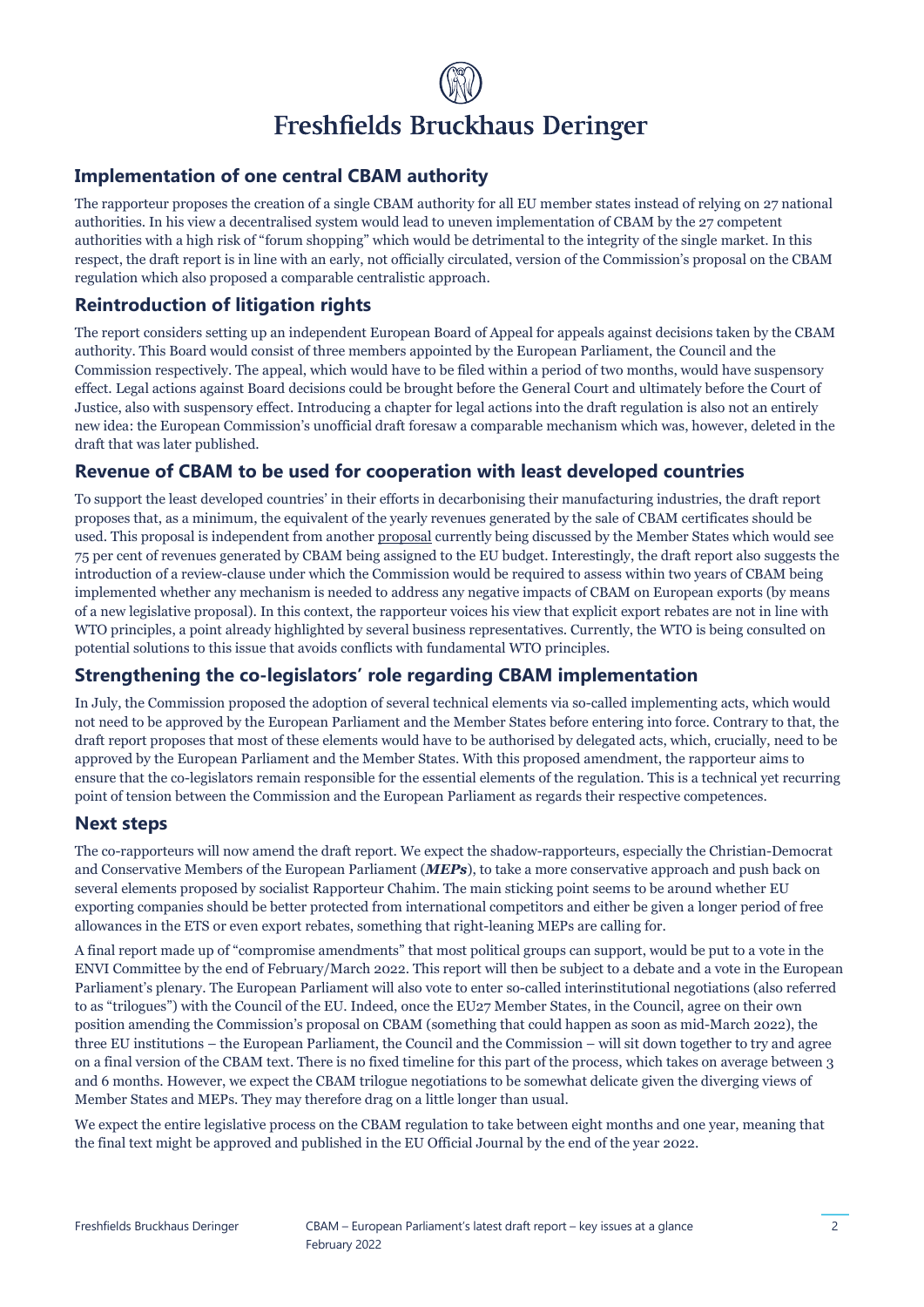## Implementation of one central CBAM authority

The rapporteur proposes the creation of a single CBAM authority for all EU member states instead of relying on 27 national authorities. In his view a decentralised system would lead to uneven implementation of CBAM by the 27 competent authorities with a high risk of "forum shopping" which would be detrimental to the integrity of the single market. In this respect, the draft report is in line with an early, not officially circulated, version of the Commission's proposal on the CBAM regulation which also proposed a comparable centralistic approach.

## Reintroduction of litigation rights

The report considers setting up an independent European Board of Appeal for appeals against decisions taken by the CBAM authority. This Board would consist of three members appointed by the European Parliament, the Council and the Commission respectively. The appeal, which would have to be filed within a period of two months, would have suspensory effect. Legal actions against Board decisions could be brought before the General Court and ultimately before the Court of Justice, also with suspensory effect. Introducing a chapter for legal actions into the draft regulation is also not an entirely new idea: the European Commission's unofficial draft foresaw a comparable mechanism which was, however, deleted in the draft that was later published.

## Revenue of CBAM to be used for cooperation with least developed countries

To support the least developed countries' in their efforts in decarbonising their manufacturing industries, the draft report proposes that, as a minimum, the equivalent of the yearly revenues generated by the sale of CBAM certificates should be used. This proposal is independent from another proposal currently being discussed by the Member States which would see 75 per cent of revenues generated by CBAM being assigned to the EU budget. Interestingly, the draft report also suggests the introduction of a review-clause under which the Commission would be required to assess within two years of CBAM being implemented whether any mechanism is needed to address any negative impacts of CBAM on European exports (by means of a new legislative proposal). In this context, the rapporteur voices his view that explicit export rebates are not in line with WTO principles, a point already highlighted by several business representatives. Currently, the WTO is being consulted on potential solutions to this issue that avoids conflicts with fundamental WTO principles.

## Strengthening the co-legislators' role regarding CBAM implementation

In July, the Commission proposed the adoption of several technical elements via so-called implementing acts, which would not need to be approved by the European Parliament and the Member States before entering into force. Contrary to that, the draft report proposes that most of these elements would have to be authorised by delegated acts, which, crucially, need to be approved by the European Parliament and the Member States. With this proposed amendment, the rapporteur aims to ensure that the co-legislators remain responsible for the essential elements of the regulation. This is a technical yet recurring point of tension between the Commission and the European Parliament as regards their respective competences.

## Next steps

The co-rapporteurs will now amend the draft report. We expect the shadow-rapporteurs, especially the Christian-Democrat and Conservative Members of the European Parliament (***MEPs***), to take a more conservative approach and push back on several elements proposed by socialist Rapporteur Chahim. The main sticking point seems to be around whether EU exporting companies should be better protected from international competitors and either be given a longer period of free allowances in the ETS or even export rebates, something that right-leaning MEPs are calling for.

A final report made up of "compromise amendments" that most political groups can support, would be put to a vote in the ENVI Committee by the end of February/March 2022. This report will then be subject to a debate and a vote in the European Parliament's plenary. The European Parliament will also vote to enter so-called interinstitutional negotiations (also referred to as "trilogues") with the Council of the EU. Indeed, once the EU27 Member States, in the Council, agree on their own position amending the Commission's proposal on CBAM (something that could happen as soon as mid-March 2022), the three EU institutions – the European Parliament, the Council and the Commission – will sit down together to try and agree on a final version of the CBAM text. There is no fixed timeline for this part of the process, which takes on average between 3 and 6 months. However, we expect the CBAM trilogue negotiations to be somewhat delicate given the diverging views of Member States and MEPs. They may therefore drag on a little longer than usual.

We expect the entire legislative process on the CBAM regulation to take between eight months and one year, meaning that the final text might be approved and published in the EU Official Journal by the end of the year 2022.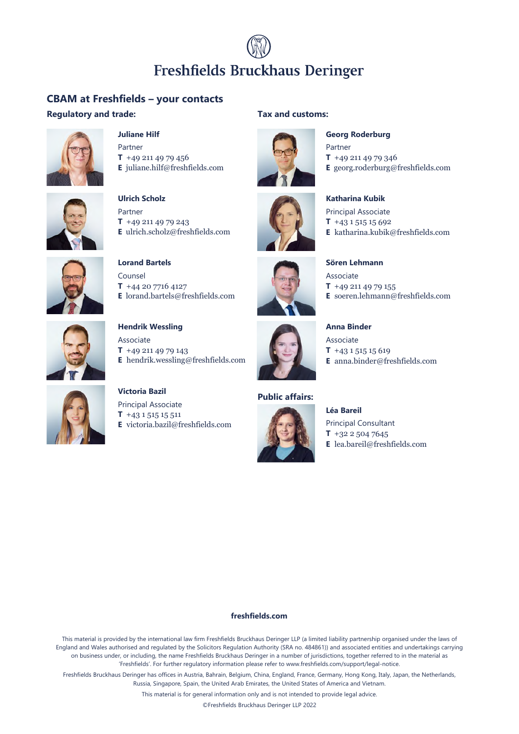Freshfields Bruckhaus Deringer

## CBAM at Freshfields – your contacts

### Regulatory and trade:

**Juliane Hilf**
Partner
**T** +49 211 49 79 456
**E** juliane.hilf@freshfields.com

**Ulrich Scholz**
Partner
**T** +49 211 49 79 243
**E** ulrich.scholz@freshfields.com

**Lorand Bartels**
Counsel
**T** +44 20 7716 4127
**E** lorand.bartels@freshfields.com

**Hendrik Wessling**
Associate
**T** +49 211 49 79 143
**E** hendrik.wessling@freshfields.com

**Victoria Bazil**
Principal Associate
**T** +43 1 515 15 511
**E** victoria.bazil@freshfields.com

### Tax and customs:

**Georg Roderburg**
Partner
**T** +49 211 49 79 346
**E** georg.roderburg@freshfields.com

**Katharina Kubik**
Principal Associate
**T** +43 1 515 15 692
**E** katharina.kubik@freshfields.com

**Sören Lehmann**
Associate
**T** +49 211 49 79 155
**E** soeren.lehmann@freshfields.com

**Anna Binder**
Associate
**T** +43 1 515 15 619
**E** anna.binder@freshfields.com

### Public affairs:

**Léa Bareil**
Principal Consultant
**T** +32 2 504 7645
**E** lea.bareil@freshfields.com

**freshfields.com**

This material is provided by the international law firm Freshfields Bruckhaus Deringer LLP (a limited liability partnership organised under the laws of England and Wales authorised and regulated by the Solicitors Regulation Authority (SRA no. 484861)) and associated entities and undertakings carrying on business under, or including, the name Freshfields Bruckhaus Deringer in a number of jurisdictions, together referred to in the material as 'Freshfields'. For further regulatory information please refer to www.freshfields.com/support/legal-notice.

Freshfields Bruckhaus Deringer has offices in Austria, Bahrain, Belgium, China, England, France, Germany, Hong Kong, Italy, Japan, the Netherlands, Russia, Singapore, Spain, the United Arab Emirates, the United States of America and Vietnam.

This material is for general information only and is not intended to provide legal advice.

©Freshfields Bruckhaus Deringer LLP 2022